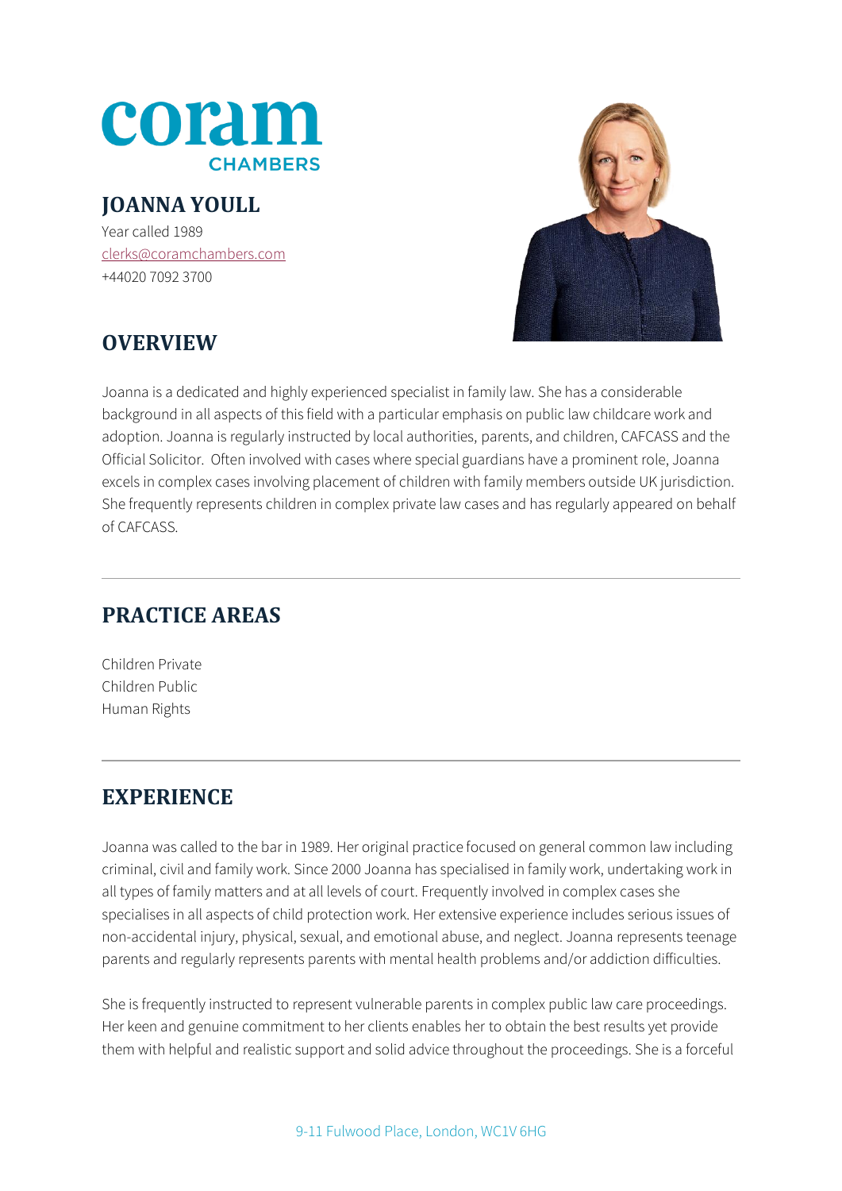coram
CHAMBERS

# JOANNA YOULL

Year called 1989
clerks@coramchambers.com
+44020 7092 3700

## OVERVIEW

Joanna is a dedicated and highly experienced specialist in family law. She has a considerable background in all aspects of this field with a particular emphasis on public law childcare work and adoption. Joanna is regularly instructed by local authorities, parents, and children, CAFCASS and the Official Solicitor. Often involved with cases where special guardians have a prominent role, Joanna excels in complex cases involving placement of children with family members outside UK jurisdiction. She frequently represents children in complex private law cases and has regularly appeared on behalf of CAFCASS.

## PRACTICE AREAS

Children Private
Children Public
Human Rights

## EXPERIENCE

Joanna was called to the bar in 1989. Her original practice focused on general common law including criminal, civil and family work. Since 2000 Joanna has specialised in family work, undertaking work in all types of family matters and at all levels of court. Frequently involved in complex cases she specialises in all aspects of child protection work. Her extensive experience includes serious issues of non-accidental injury, physical, sexual, and emotional abuse, and neglect. Joanna represents teenage parents and regularly represents parents with mental health problems and/or addiction difficulties.

She is frequently instructed to represent vulnerable parents in complex public law care proceedings. Her keen and genuine commitment to her clients enables her to obtain the best results yet provide them with helpful and realistic support and solid advice throughout the proceedings. She is a forceful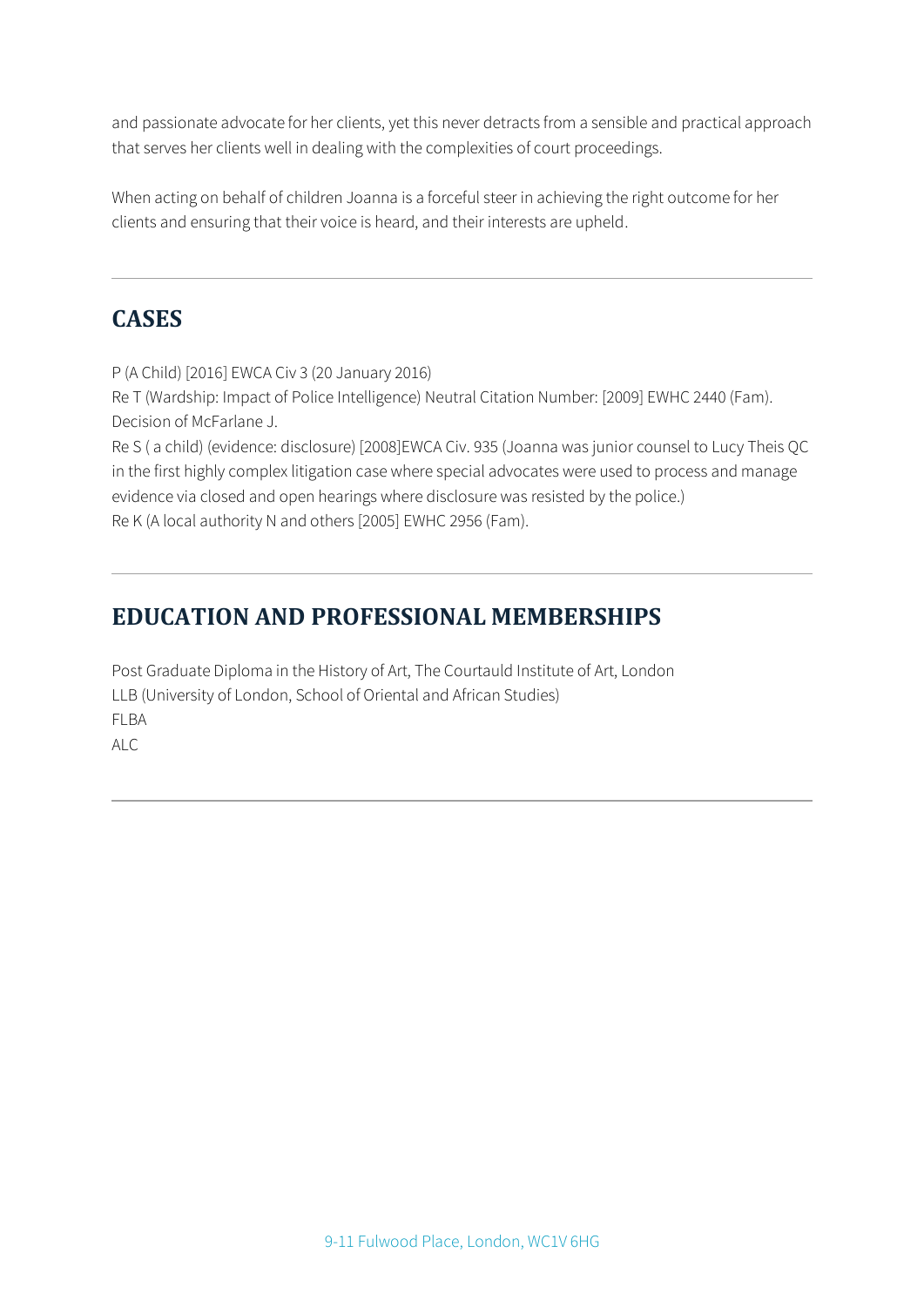and passionate advocate for her clients, yet this never detracts from a sensible and practical approach that serves her clients well in dealing with the complexities of court proceedings.

When acting on behalf of children Joanna is a forceful steer in achieving the right outcome for her clients and ensuring that their voice is heard, and their interests are upheld.

## CASES

P (A Child) [2016] EWCA Civ 3 (20 January 2016)
Re T (Wardship: Impact of Police Intelligence) Neutral Citation Number: [2009] EWHC 2440 (Fam). Decision of McFarlane J.
Re S ( a child) (evidence: disclosure) [2008]EWCA Civ. 935 (Joanna was junior counsel to Lucy Theis QC in the first highly complex litigation case where special advocates were used to process and manage evidence via closed and open hearings where disclosure was resisted by the police.)
Re K (A local authority N and others [2005] EWHC 2956 (Fam).

## EDUCATION AND PROFESSIONAL MEMBERSHIPS

Post Graduate Diploma in the History of Art, The Courtauld Institute of Art, London
LLB (University of London, School of Oriental and African Studies)
FLBA
ALC